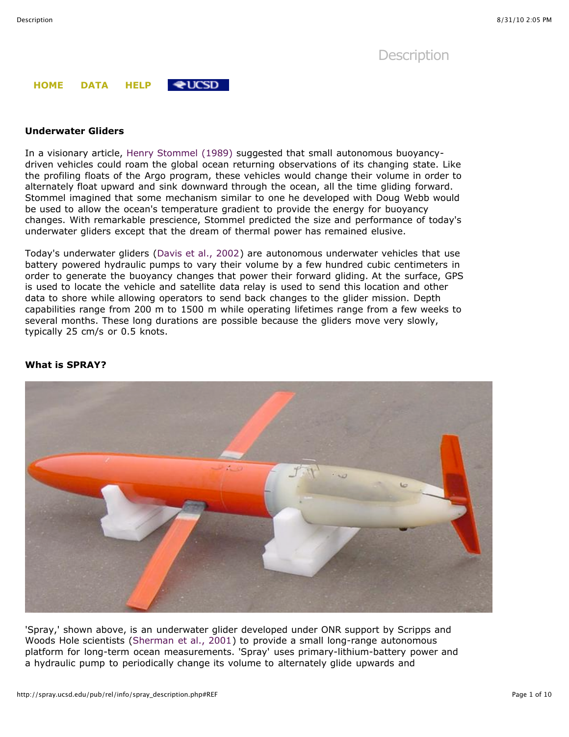# Description

**HOME** **DATA** **HELP**

### Underwater Gliders

In a visionary article, Henry Stommel (1989) suggested that small autonomous buoyancy-driven vehicles could roam the global ocean returning observations of its changing state. Like the profiling floats of the Argo program, these vehicles would change their volume in order to alternately float upward and sink downward through the ocean, all the time gliding forward. Stommel imagined that some mechanism similar to one he developed with Doug Webb would be used to allow the ocean's temperature gradient to provide the energy for buoyancy changes. With remarkable prescience, Stommel predicted the size and performance of today's underwater gliders except that the dream of thermal power has remained elusive.

Today's underwater gliders (Davis et al., 2002) are autonomous underwater vehicles that use battery powered hydraulic pumps to vary their volume by a few hundred cubic centimeters in order to generate the buoyancy changes that power their forward gliding. At the surface, GPS is used to locate the vehicle and satellite data relay is used to send this location and other data to shore while allowing operators to send back changes to the glider mission. Depth capabilities range from 200 m to 1500 m while operating lifetimes range from a few weeks to several months. These long durations are possible because the gliders move very slowly, typically 25 cm/s or 0.5 knots.

### What is SPRAY?

'Spray,' shown above, is an underwater glider developed under ONR support by Scripps and Woods Hole scientists (Sherman et al., 2001) to provide a small long-range autonomous platform for long-term ocean measurements. 'Spray' uses primary-lithium-battery power and a hydraulic pump to periodically change its volume to alternately glide upwards and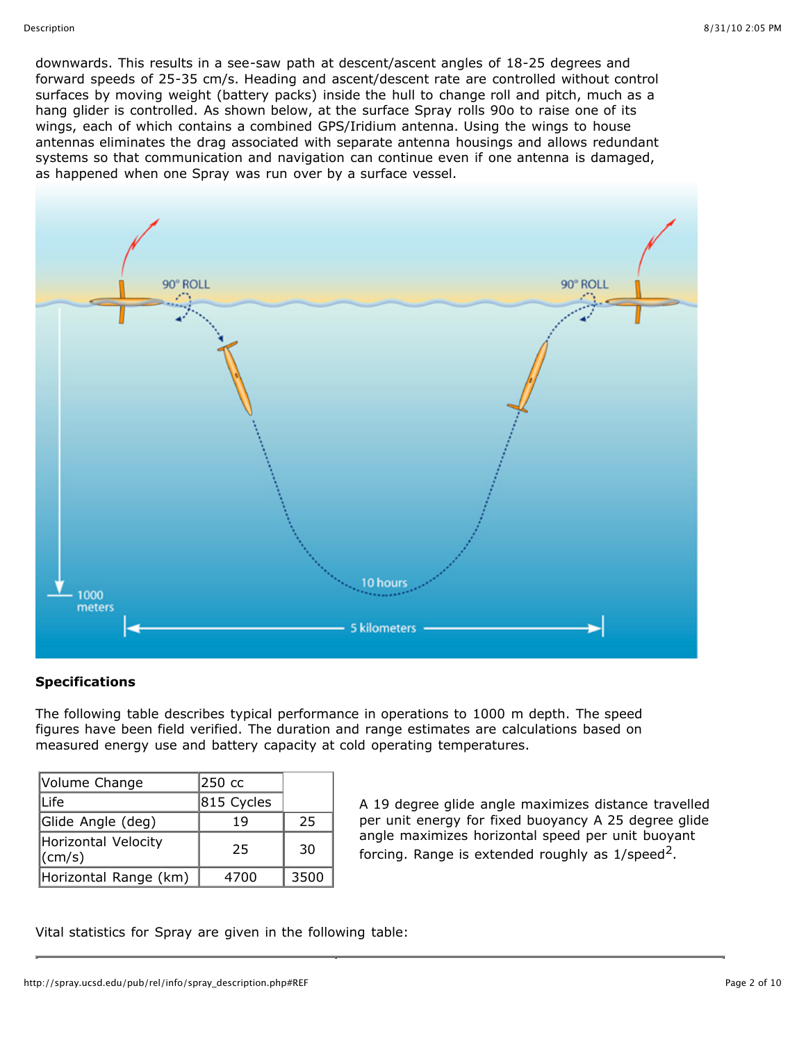downwards. This results in a see-saw path at descent/ascent angles of 18-25 degrees and forward speeds of 25-35 cm/s. Heading and ascent/descent rate are controlled without control surfaces by moving weight (battery packs) inside the hull to change roll and pitch, much as a hang glider is controlled. As shown below, at the surface Spray rolls 90o to raise one of its wings, each of which contains a combined GPS/Iridium antenna. Using the wings to house antennas eliminates the drag associated with separate antenna housings and allows redundant systems so that communication and navigation can continue even if one antenna is damaged, as happened when one Spray was run over by a surface vessel.

**Specifications**

The following table describes typical performance in operations to 1000 m depth. The speed figures have been field verified. The duration and range estimates are calculations based on measured energy use and battery capacity at cold operating temperatures.

| Volume Change | 250 cc | |
|---|---|---|
| Life | 815 Cycles | |
| Glide Angle (deg) | 19 | 25 |
| Horizontal Velocity (cm/s) | 25 | 30 |
| Horizontal Range (km) | 4700 | 3500 |

A 19 degree glide angle maximizes distance travelled per unit energy for fixed buoyancy A 25 degree glide angle maximizes horizontal speed per unit buoyant forcing. Range is extended roughly as $1/\text{speed}^2$.

Vital statistics for Spray are given in the following table: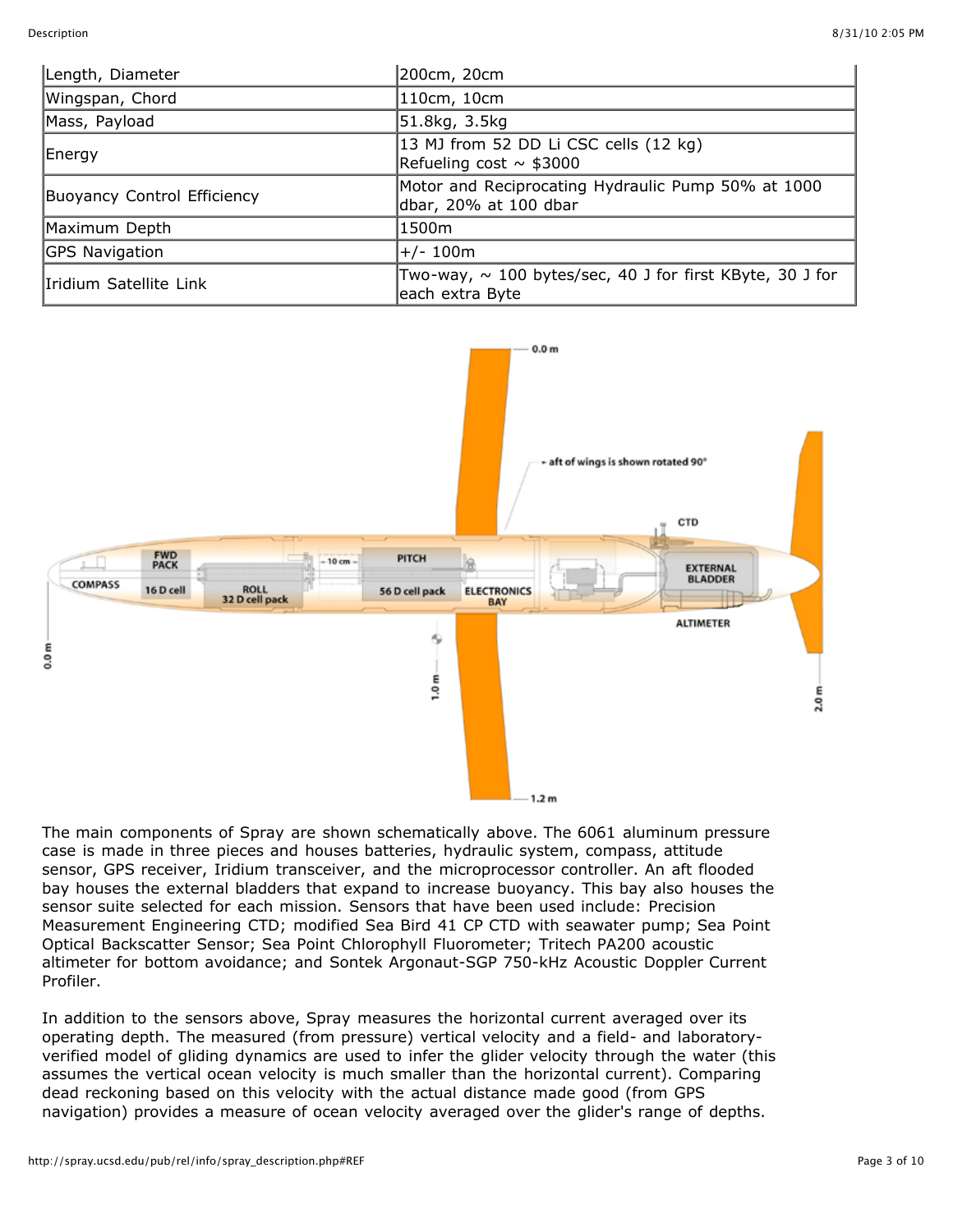| Length, Diameter | 200cm, 20cm |
|---|---|
| Wingspan, Chord | 110cm, 10cm |
| Mass, Payload | 51.8kg, 3.5kg |
| Energy | 13 MJ from 52 DD Li CSC cells (12 kg)<br>Refueling cost ~ $3000 |
| Buoyancy Control Efficiency | Motor and Reciprocating Hydraulic Pump 50% at 1000 dbar, 20% at 100 dbar |
| Maximum Depth | 1500m |
| GPS Navigation | +/- 100m |
| Iridium Satellite Link | Two-way, ~ 100 bytes/sec, 40 J for first KByte, 30 J for each extra Byte |

The main components of Spray are shown schematically above. The 6061 aluminum pressure case is made in three pieces and houses batteries, hydraulic system, compass, attitude sensor, GPS receiver, Iridium transceiver, and the microprocessor controller. An aft flooded bay houses the external bladders that expand to increase buoyancy. This bay also houses the sensor suite selected for each mission. Sensors that have been used include: Precision Measurement Engineering CTD; modified Sea Bird 41 CP CTD with seawater pump; Sea Point Optical Backscatter Sensor; Sea Point Chlorophyll Fluorometer; Tritech PA200 acoustic altimeter for bottom avoidance; and Sontek Argonaut-SGP 750-kHz Acoustic Doppler Current Profiler.

In addition to the sensors above, Spray measures the horizontal current averaged over its operating depth. The measured (from pressure) vertical velocity and a field- and laboratory-verified model of gliding dynamics are used to infer the glider velocity through the water (this assumes the vertical ocean velocity is much smaller than the horizontal current). Comparing dead reckoning based on this velocity with the actual distance made good (from GPS navigation) provides a measure of ocean velocity averaged over the glider's range of depths.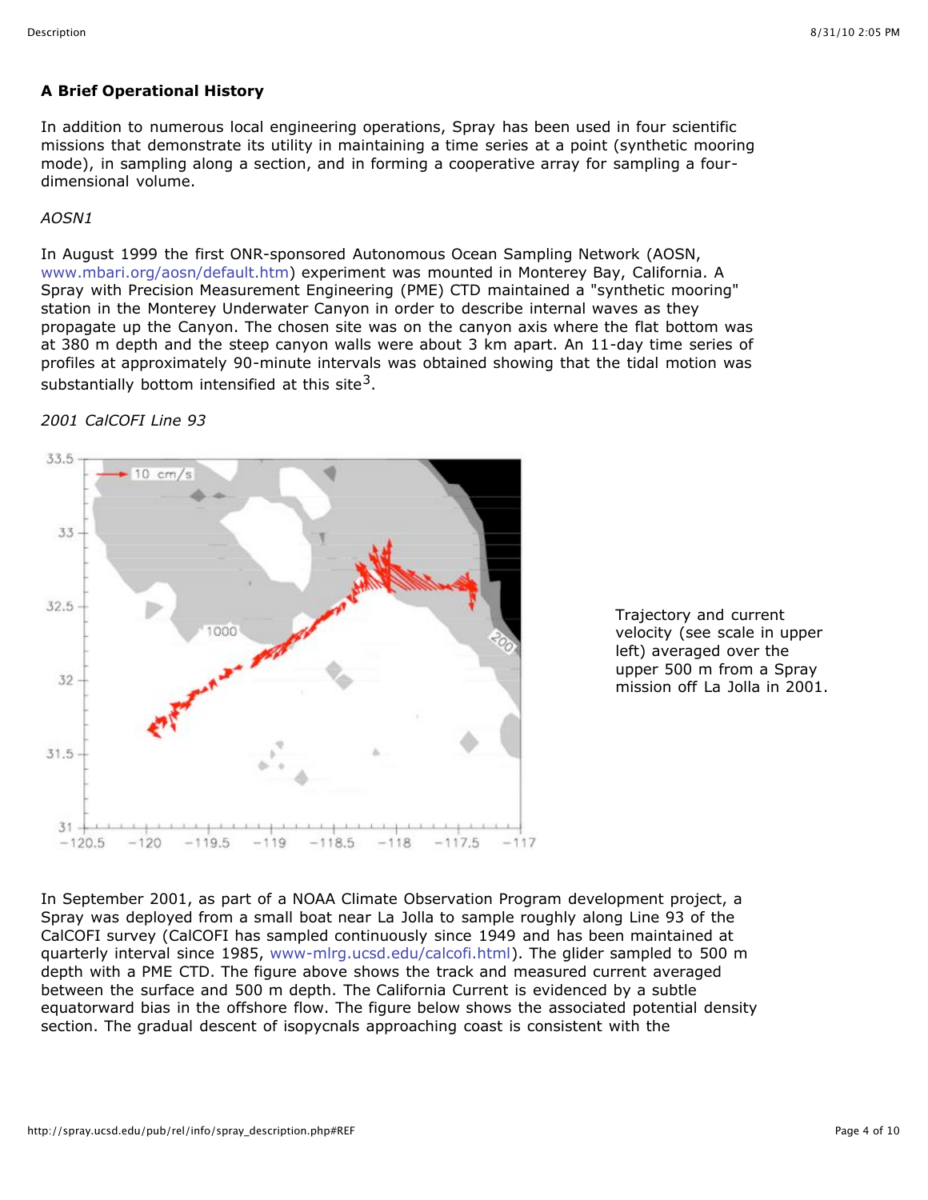## A Brief Operational History

In addition to numerous local engineering operations, Spray has been used in four scientific missions that demonstrate its utility in maintaining a time series at a point (synthetic mooring mode), in sampling along a section, and in forming a cooperative array for sampling a four-dimensional volume.

*AOSN1*

In August 1999 the first ONR-sponsored Autonomous Ocean Sampling Network (AOSN, www.mbari.org/aosn/default.htm) experiment was mounted in Monterey Bay, California. A Spray with Precision Measurement Engineering (PME) CTD maintained a "synthetic mooring" station in the Monterey Underwater Canyon in order to describe internal waves as they propagate up the Canyon. The chosen site was on the canyon axis where the flat bottom was at 380 m depth and the steep canyon walls were about 3 km apart. An 11-day time series of profiles at approximately 90-minute intervals was obtained showing that the tidal motion was substantially bottom intensified at this site[3].

*2001 CalCOFI Line 93*

Trajectory and current velocity (see scale in upper left) averaged over the upper 500 m from a Spray mission off La Jolla in 2001.

In September 2001, as part of a NOAA Climate Observation Program development project, a Spray was deployed from a small boat near La Jolla to sample roughly along Line 93 of the CalCOFI survey (CalCOFI has sampled continuously since 1949 and has been maintained at quarterly interval since 1985, www-mlrg.ucsd.edu/calcofi.html). The glider sampled to 500 m depth with a PME CTD. The figure above shows the track and measured current averaged between the surface and 500 m depth. The California Current is evidenced by a subtle equatorward bias in the offshore flow. The figure below shows the associated potential density section. The gradual descent of isopycnals approaching coast is consistent with the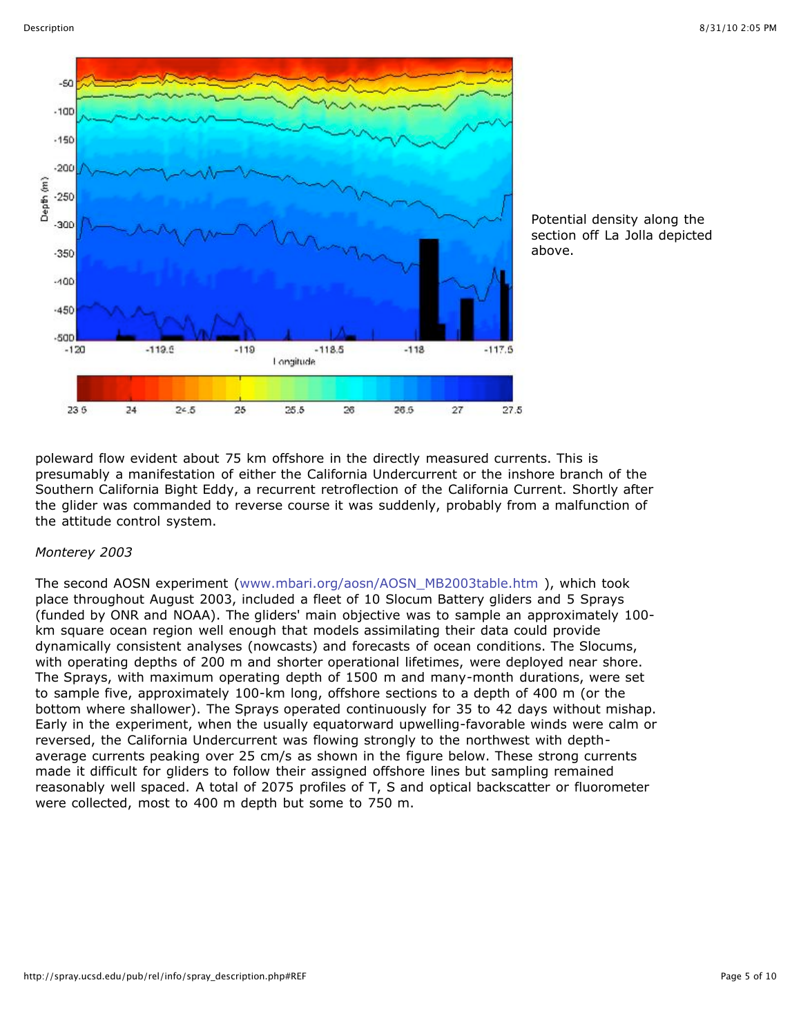Potential density along the section off La Jolla depicted above.

poleward flow evident about 75 km offshore in the directly measured currents. This is presumably a manifestation of either the California Undercurrent or the inshore branch of the Southern California Bight Eddy, a recurrent retroflection of the California Current. Shortly after the glider was commanded to reverse course it was suddenly, probably from a malfunction of the attitude control system.

*Monterey 2003*

The second AOSN experiment (www.mbari.org/aosn/AOSN_MB2003table.htm ), which took place throughout August 2003, included a fleet of 10 Slocum Battery gliders and 5 Sprays (funded by ONR and NOAA). The gliders' main objective was to sample an approximately 100-km square ocean region well enough that models assimilating their data could provide dynamically consistent analyses (nowcasts) and forecasts of ocean conditions. The Slocums, with operating depths of 200 m and shorter operational lifetimes, were deployed near shore. The Sprays, with maximum operating depth of 1500 m and many-month durations, were set to sample five, approximately 100-km long, offshore sections to a depth of 400 m (or the bottom where shallower). The Sprays operated continuously for 35 to 42 days without mishap. Early in the experiment, when the usually equatorward upwelling-favorable winds were calm or reversed, the California Undercurrent was flowing strongly to the northwest with depth-average currents peaking over 25 cm/s as shown in the figure below. These strong currents made it difficult for gliders to follow their assigned offshore lines but sampling remained reasonably well spaced. A total of 2075 profiles of T, S and optical backscatter or fluorometer were collected, most to 400 m depth but some to 750 m.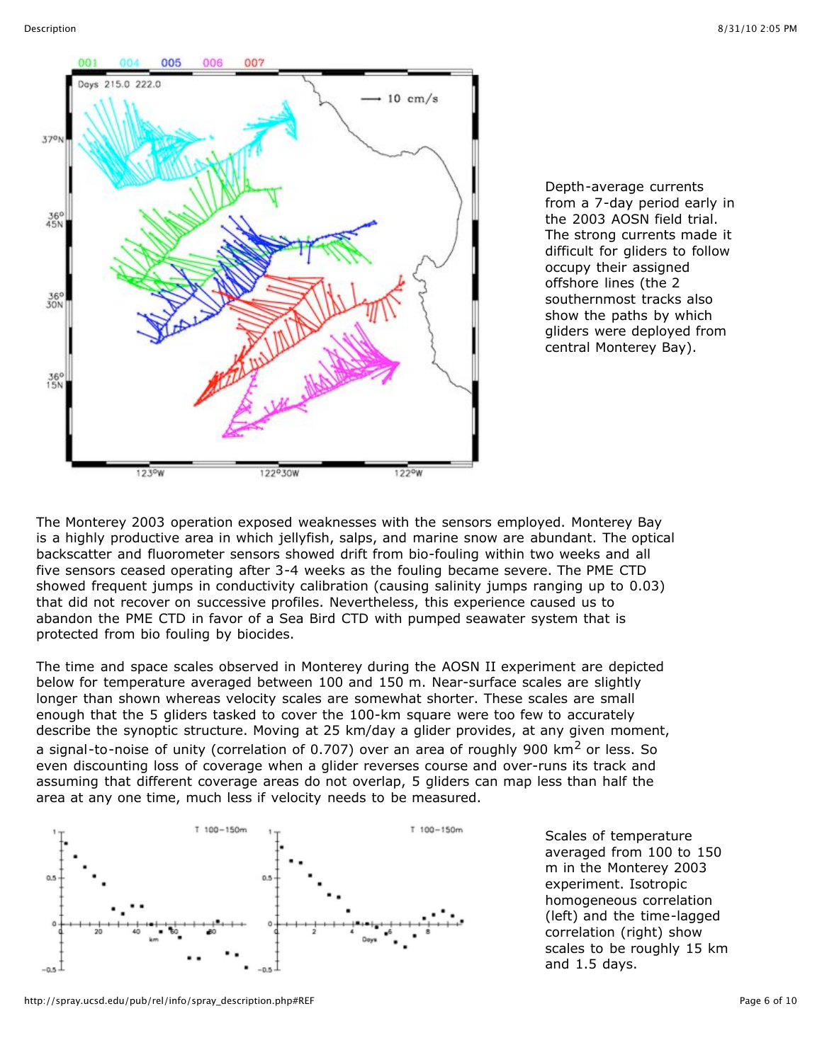Depth-average currents from a 7-day period early in the 2003 AOSN field trial. The strong currents made it difficult for gliders to follow occupy their assigned offshore lines (the 2 southernmost tracks also show the paths by which gliders were deployed from central Monterey Bay).

The Monterey 2003 operation exposed weaknesses with the sensors employed. Monterey Bay is a highly productive area in which jellyfish, salps, and marine snow are abundant. The optical backscatter and fluorometer sensors showed drift from bio-fouling within two weeks and all five sensors ceased operating after 3-4 weeks as the fouling became severe. The PME CTD showed frequent jumps in conductivity calibration (causing salinity jumps ranging up to 0.03) that did not recover on successive profiles. Nevertheless, this experience caused us to abandon the PME CTD in favor of a Sea Bird CTD with pumped seawater system that is protected from bio fouling by biocides.

The time and space scales observed in Monterey during the AOSN II experiment are depicted below for temperature averaged between 100 and 150 m. Near-surface scales are slightly longer than shown whereas velocity scales are somewhat shorter. These scales are small enough that the 5 gliders tasked to cover the 100-km square were too few to accurately describe the synoptic structure. Moving at 25 km/day a glider provides, at any given moment, a signal-to-noise of unity (correlation of 0.707) over an area of roughly 900 km$^2$ or less. So even discounting loss of coverage when a glider reverses course and over-runs its track and assuming that different coverage areas do not overlap, 5 gliders can map less than half the area at any one time, much less if velocity needs to be measured.

Scales of temperature averaged from 100 to 150 m in the Monterey 2003 experiment. Isotropic homogeneous correlation (left) and the time-lagged correlation (right) show scales to be roughly 15 km and 1.5 days.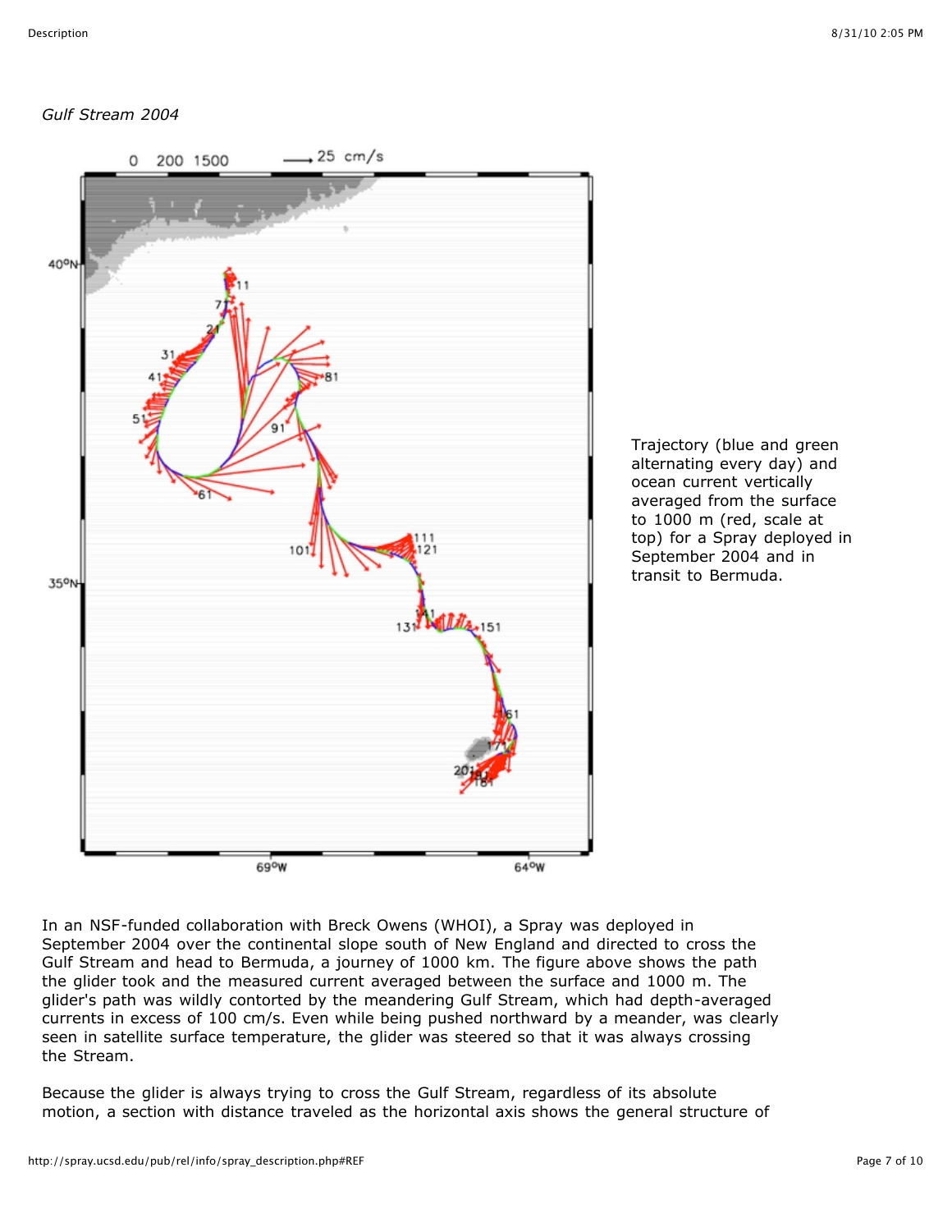*Gulf Stream 2004*

Trajectory (blue and green alternating every day) and ocean current vertically averaged from the surface to 1000 m (red, scale at top) for a Spray deployed in September 2004 and in transit to Bermuda.

In an NSF-funded collaboration with Breck Owens (WHOI), a Spray was deployed in September 2004 over the continental slope south of New England and directed to cross the Gulf Stream and head to Bermuda, a journey of 1000 km. The figure above shows the path the glider took and the measured current averaged between the surface and 1000 m. The glider's path was wildly contorted by the meandering Gulf Stream, which had depth-averaged currents in excess of 100 cm/s. Even while being pushed northward by a meander, was clearly seen in satellite surface temperature, the glider was steered so that it was always crossing the Stream.

Because the glider is always trying to cross the Gulf Stream, regardless of its absolute motion, a section with distance traveled as the horizontal axis shows the general structure of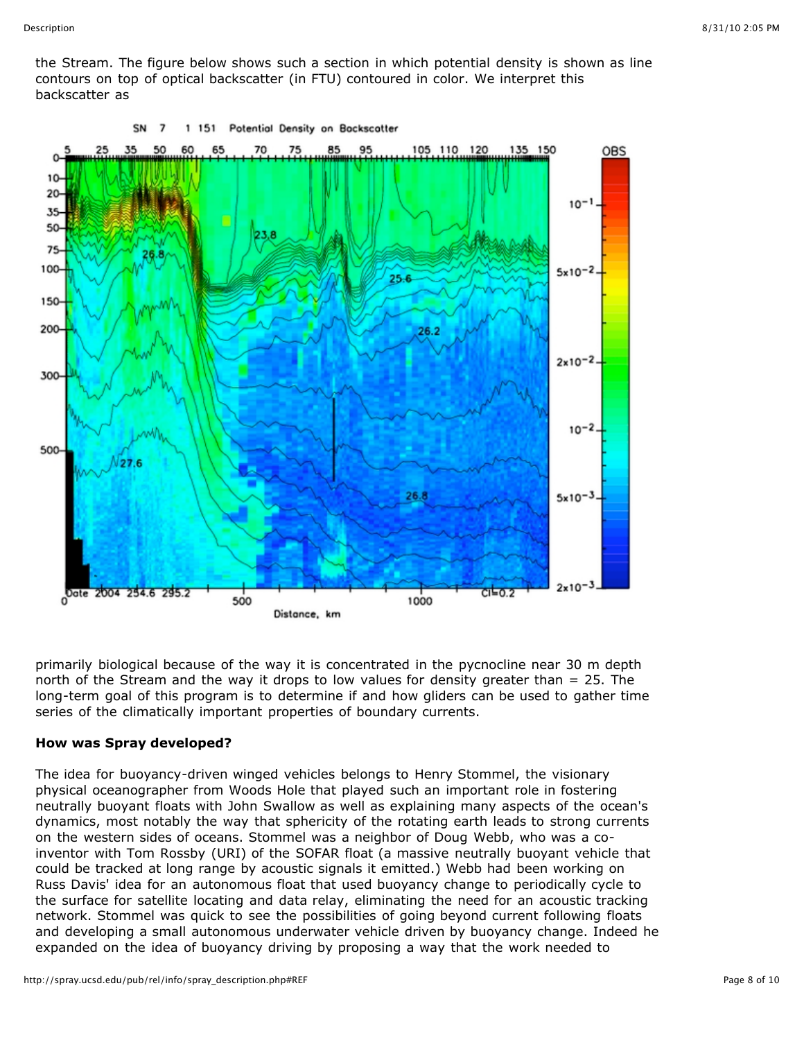the Stream. The figure below shows such a section in which potential density is shown as line contours on top of optical backscatter (in FTU) contoured in color. We interpret this backscatter as

primarily biological because of the way it is concentrated in the pycnocline near 30 m depth north of the Stream and the way it drops to low values for density greater than = 25. The long-term goal of this program is to determine if and how gliders can be used to gather time series of the climatically important properties of boundary currents.

**How was Spray developed?**

The idea for buoyancy-driven winged vehicles belongs to Henry Stommel, the visionary physical oceanographer from Woods Hole that played such an important role in fostering neutrally buoyant floats with John Swallow as well as explaining many aspects of the ocean's dynamics, most notably the way that sphericity of the rotating earth leads to strong currents on the western sides of oceans. Stommel was a neighbor of Doug Webb, who was a co-inventor with Tom Rossby (URI) of the SOFAR float (a massive neutrally buoyant vehicle that could be tracked at long range by acoustic signals it emitted.) Webb had been working on Russ Davis' idea for an autonomous float that used buoyancy change to periodically cycle to the surface for satellite locating and data relay, eliminating the need for an acoustic tracking network. Stommel was quick to see the possibilities of going beyond current following floats and developing a small autonomous underwater vehicle driven by buoyancy change. Indeed he expanded on the idea of buoyancy driving by proposing a way that the work needed to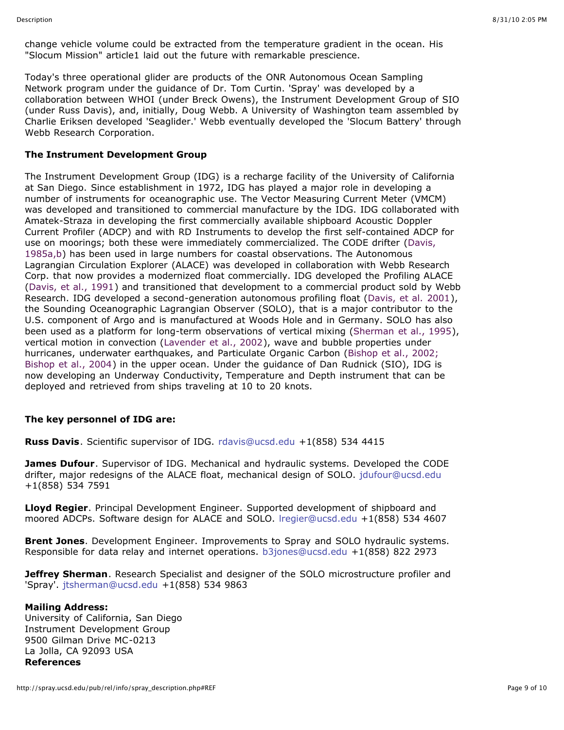change vehicle volume could be extracted from the temperature gradient in the ocean. His "Slocum Mission" article1 laid out the future with remarkable prescience.

Today's three operational glider are products of the ONR Autonomous Ocean Sampling Network program under the guidance of Dr. Tom Curtin. 'Spray' was developed by a collaboration between WHOI (under Breck Owens), the Instrument Development Group of SIO (under Russ Davis), and, initially, Doug Webb. A University of Washington team assembled by Charlie Eriksen developed 'Seaglider.' Webb eventually developed the 'Slocum Battery' through Webb Research Corporation.

**The Instrument Development Group**

The Instrument Development Group (IDG) is a recharge facility of the University of California at San Diego. Since establishment in 1972, IDG has played a major role in developing a number of instruments for oceanographic use. The Vector Measuring Current Meter (VMCM) was developed and transitioned to commercial manufacture by the IDG. IDG collaborated with Amatek-Straza in developing the first commercially available shipboard Acoustic Doppler Current Profiler (ADCP) and with RD Instruments to develop the first self-contained ADCP for use on moorings; both these were immediately commercialized. The CODE drifter (Davis, 1985a,b) has been used in large numbers for coastal observations. The Autonomous Lagrangian Circulation Explorer (ALACE) was developed in collaboration with Webb Research Corp. that now provides a modernized float commercially. IDG developed the Profiling ALACE (Davis, et al., 1991) and transitioned that development to a commercial product sold by Webb Research. IDG developed a second-generation autonomous profiling float (Davis, et al. 2001), the Sounding Oceanographic Lagrangian Observer (SOLO), that is a major contributor to the U.S. component of Argo and is manufactured at Woods Hole and in Germany. SOLO has also been used as a platform for long-term observations of vertical mixing (Sherman et al., 1995), vertical motion in convection (Lavender et al., 2002), wave and bubble properties under hurricanes, underwater earthquakes, and Particulate Organic Carbon (Bishop et al., 2002; Bishop et al., 2004) in the upper ocean. Under the guidance of Dan Rudnick (SIO), IDG is now developing an Underway Conductivity, Temperature and Depth instrument that can be deployed and retrieved from ships traveling at 10 to 20 knots.

**The key personnel of IDG are:**

**Russ Davis**. Scientific supervisor of IDG. rdavis@ucsd.edu +1(858) 534 4415

**James Dufour**. Supervisor of IDG. Mechanical and hydraulic systems. Developed the CODE drifter, major redesigns of the ALACE float, mechanical design of SOLO. jdufour@ucsd.edu +1(858) 534 7591

**Lloyd Regier**. Principal Development Engineer. Supported development of shipboard and moored ADCPs. Software design for ALACE and SOLO. lregier@ucsd.edu +1(858) 534 4607

**Brent Jones**. Development Engineer. Improvements to Spray and SOLO hydraulic systems. Responsible for data relay and internet operations. b3jones@ucsd.edu +1(858) 822 2973

**Jeffrey Sherman**. Research Specialist and designer of the SOLO microstructure profiler and 'Spray'. jtsherman@ucsd.edu +1(858) 534 9863

**Mailing Address:**
University of California, San Diego
Instrument Development Group
9500 Gilman Drive MC-0213
La Jolla, CA 92093 USA

**References**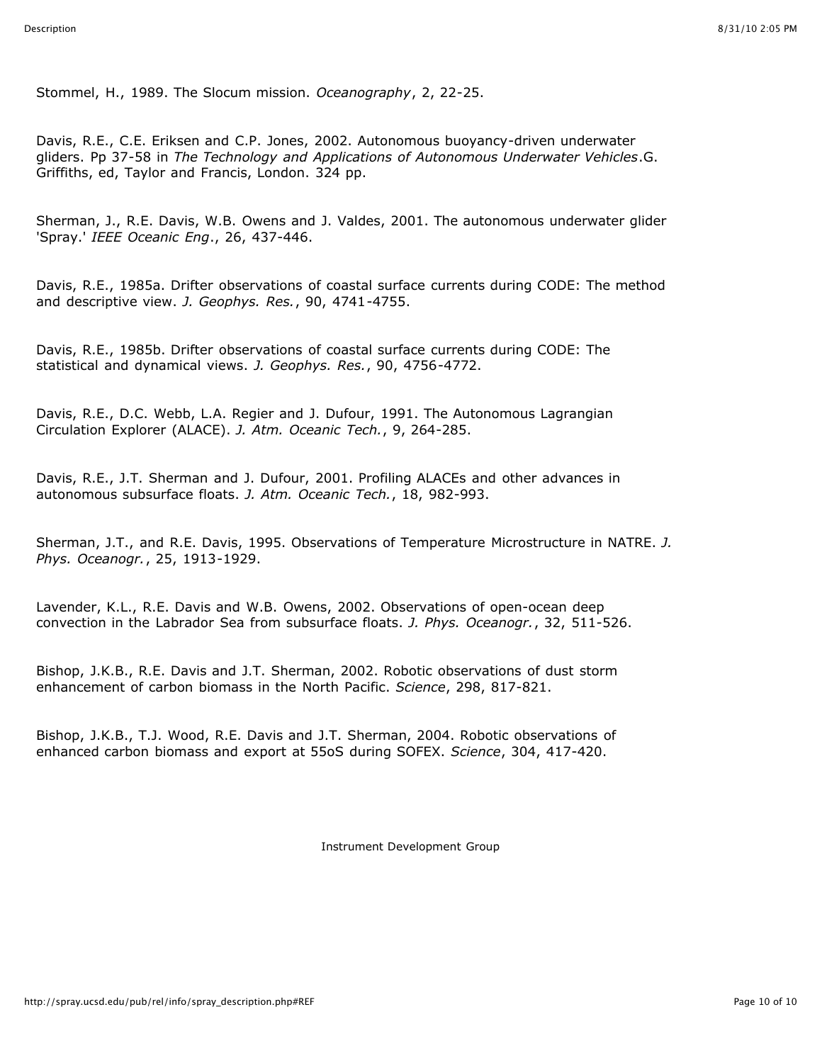Stommel, H., 1989. The Slocum mission. *Oceanography*, 2, 22-25.

Davis, R.E., C.E. Eriksen and C.P. Jones, 2002. Autonomous buoyancy-driven underwater gliders. Pp 37-58 in *The Technology and Applications of Autonomous Underwater Vehicles*.G. Griffiths, ed, Taylor and Francis, London. 324 pp.

Sherman, J., R.E. Davis, W.B. Owens and J. Valdes, 2001. The autonomous underwater glider 'Spray.' *IEEE Oceanic Eng*., 26, 437-446.

Davis, R.E., 1985a. Drifter observations of coastal surface currents during CODE: The method and descriptive view. *J. Geophys. Res.*, 90, 4741-4755.

Davis, R.E., 1985b. Drifter observations of coastal surface currents during CODE: The statistical and dynamical views. *J. Geophys. Res.*, 90, 4756-4772.

Davis, R.E., D.C. Webb, L.A. Regier and J. Dufour, 1991. The Autonomous Lagrangian Circulation Explorer (ALACE). *J. Atm. Oceanic Tech.*, 9, 264-285.

Davis, R.E., J.T. Sherman and J. Dufour, 2001. Profiling ALACEs and other advances in autonomous subsurface floats. *J. Atm. Oceanic Tech.*, 18, 982-993.

Sherman, J.T., and R.E. Davis, 1995. Observations of Temperature Microstructure in NATRE. *J. Phys. Oceanogr.*, 25, 1913-1929.

Lavender, K.L., R.E. Davis and W.B. Owens, 2002. Observations of open-ocean deep convection in the Labrador Sea from subsurface floats. *J. Phys. Oceanogr.*, 32, 511-526.

Bishop, J.K.B., R.E. Davis and J.T. Sherman, 2002. Robotic observations of dust storm enhancement of carbon biomass in the North Pacific. *Science*, 298, 817-821.

Bishop, J.K.B., T.J. Wood, R.E. Davis and J.T. Sherman, 2004. Robotic observations of enhanced carbon biomass and export at 55oS during SOFEX. *Science*, 304, 417-420.

Instrument Development Group